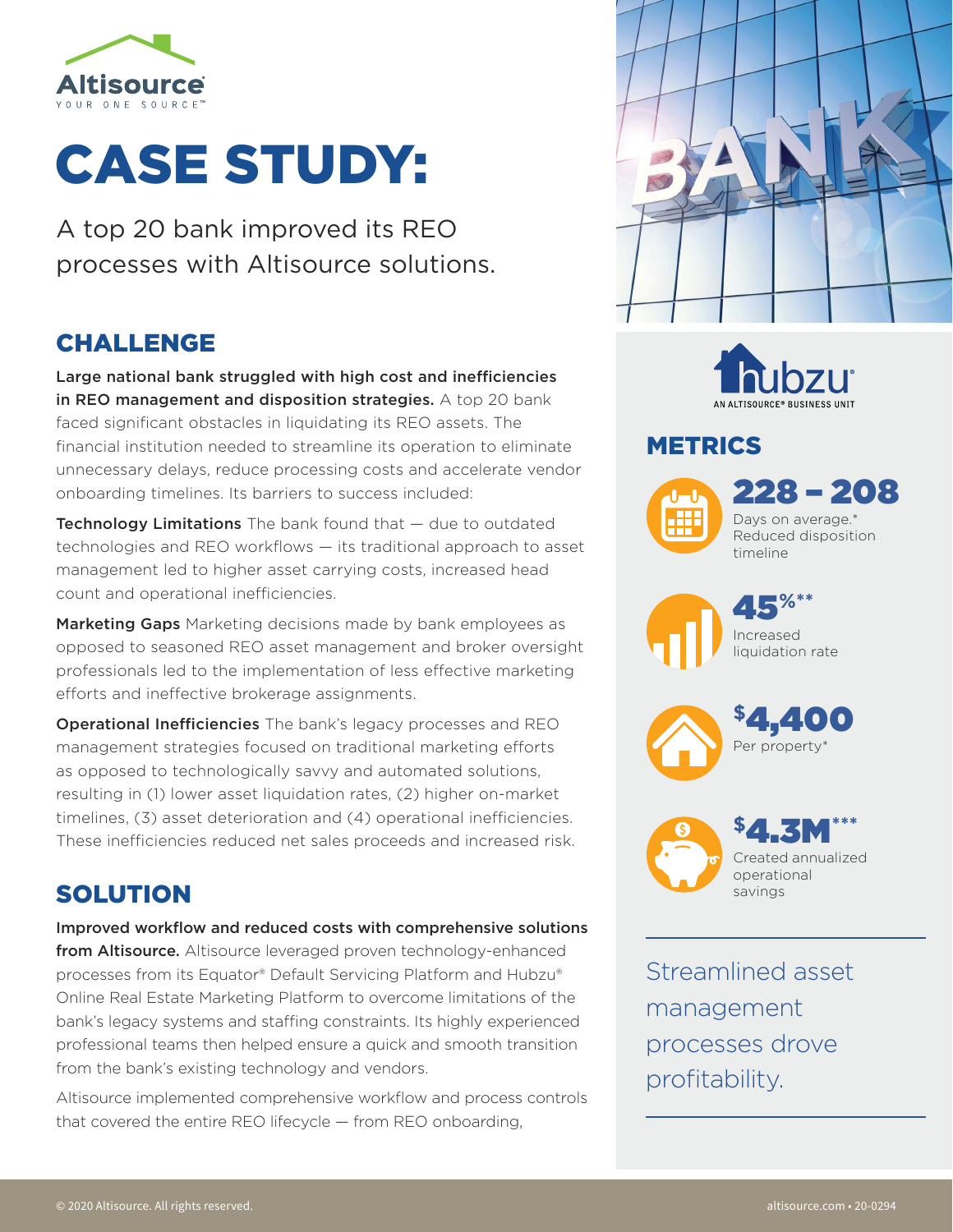Altisource
YOUR ONE SOURCE™

# CASE STUDY:

A top 20 bank improved its REO processes with Altisource solutions.

## CHALLENGE

**Large national bank struggled with high cost and inefficiencies in REO management and disposition strategies.** A top 20 bank faced significant obstacles in liquidating its REO assets. The financial institution needed to streamline its operation to eliminate unnecessary delays, reduce processing costs and accelerate vendor onboarding timelines. Its barriers to success included:

**Technology Limitations** The bank found that — due to outdated technologies and REO workflows — its traditional approach to asset management led to higher asset carrying costs, increased head count and operational inefficiencies.

**Marketing Gaps** Marketing decisions made by bank employees as opposed to seasoned REO asset management and broker oversight professionals led to the implementation of less effective marketing efforts and ineffective brokerage assignments.

**Operational Inefficiencies** The bank's legacy processes and REO management strategies focused on traditional marketing efforts as opposed to technologically savvy and automated solutions, resulting in (1) lower asset liquidation rates, (2) higher on-market timelines, (3) asset deterioration and (4) operational inefficiencies. These inefficiencies reduced net sales proceeds and increased risk.

## SOLUTION

**Improved workflow and reduced costs with comprehensive solutions from Altisource.** Altisource leveraged proven technology-enhanced processes from its Equator® Default Servicing Platform and Hubzu® Online Real Estate Marketing Platform to overcome limitations of the bank's legacy systems and staffing constraints. Its highly experienced professional teams then helped ensure a quick and smooth transition from the bank's existing technology and vendors.

Altisource implemented comprehensive workflow and process controls that covered the entire REO lifecycle — from REO onboarding,

hubzu® AN ALTISOURCE® BUSINESS UNIT

## METRICS

**228 – 208**
Days on average.*
Reduced disposition timeline

**45%****
Increased liquidation rate

**$4,400**
Per property*

**$4.3M*****
Created annualized operational savings

Streamlined asset management processes drove profitability.

© 2020 Altisource. All rights reserved.

altisource.com • 20-0294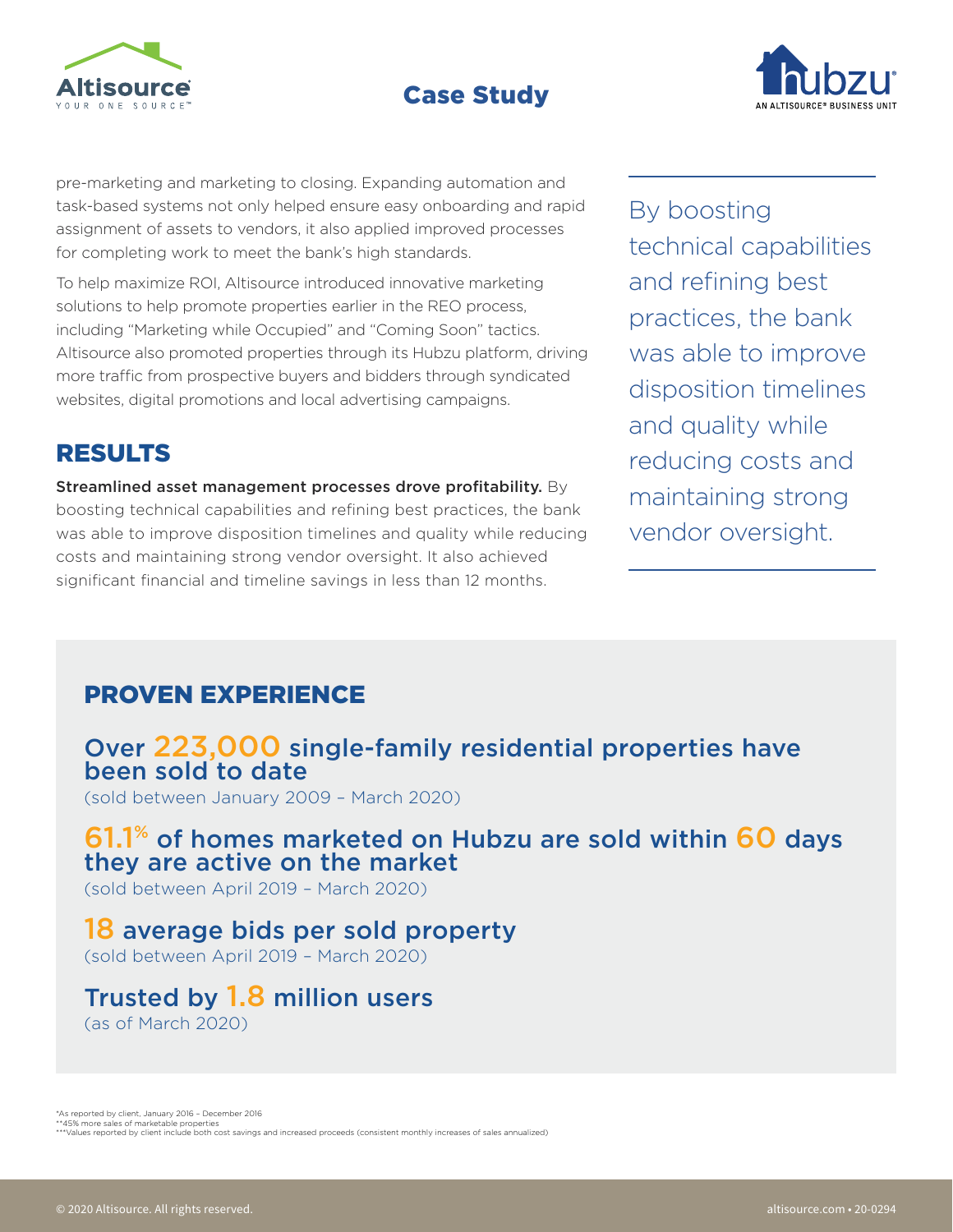pre-marketing and marketing to closing. Expanding automation and task-based systems not only helped ensure easy onboarding and rapid assignment of assets to vendors, it also applied improved processes for completing work to meet the bank's high standards.

To help maximize ROI, Altisource introduced innovative marketing solutions to help promote properties earlier in the REO process, including "Marketing while Occupied" and "Coming Soon" tactics. Altisource also promoted properties through its Hubzu platform, driving more traffic from prospective buyers and bidders through syndicated websites, digital promotions and local advertising campaigns.

## RESULTS

**Streamlined asset management processes drove profitability.** By boosting technical capabilities and refining best practices, the bank was able to improve disposition timelines and quality while reducing costs and maintaining strong vendor oversight. It also achieved significant financial and timeline savings in less than 12 months.

> By boosting technical capabilities and refining best practices, the bank was able to improve disposition timelines and quality while reducing costs and maintaining strong vendor oversight.

## PROVEN EXPERIENCE

**Over 223,000 single-family residential properties have been sold to date**
(sold between January 2009 – March 2020)

**61.1% of homes marketed on Hubzu are sold within 60 days they are active on the market**
(sold between April 2019 – March 2020)

**18 average bids per sold property**
(sold between April 2019 – March 2020)

**Trusted by 1.8 million users**
(as of March 2020)

*As reported by client, January 2016 – December 2016
**45% more sales of marketable properties
***Values reported by client include both cost savings and increased proceeds (consistent monthly increases of sales annualized)

© 2020 Altisource. All rights reserved.

altisource.com • 20-0294